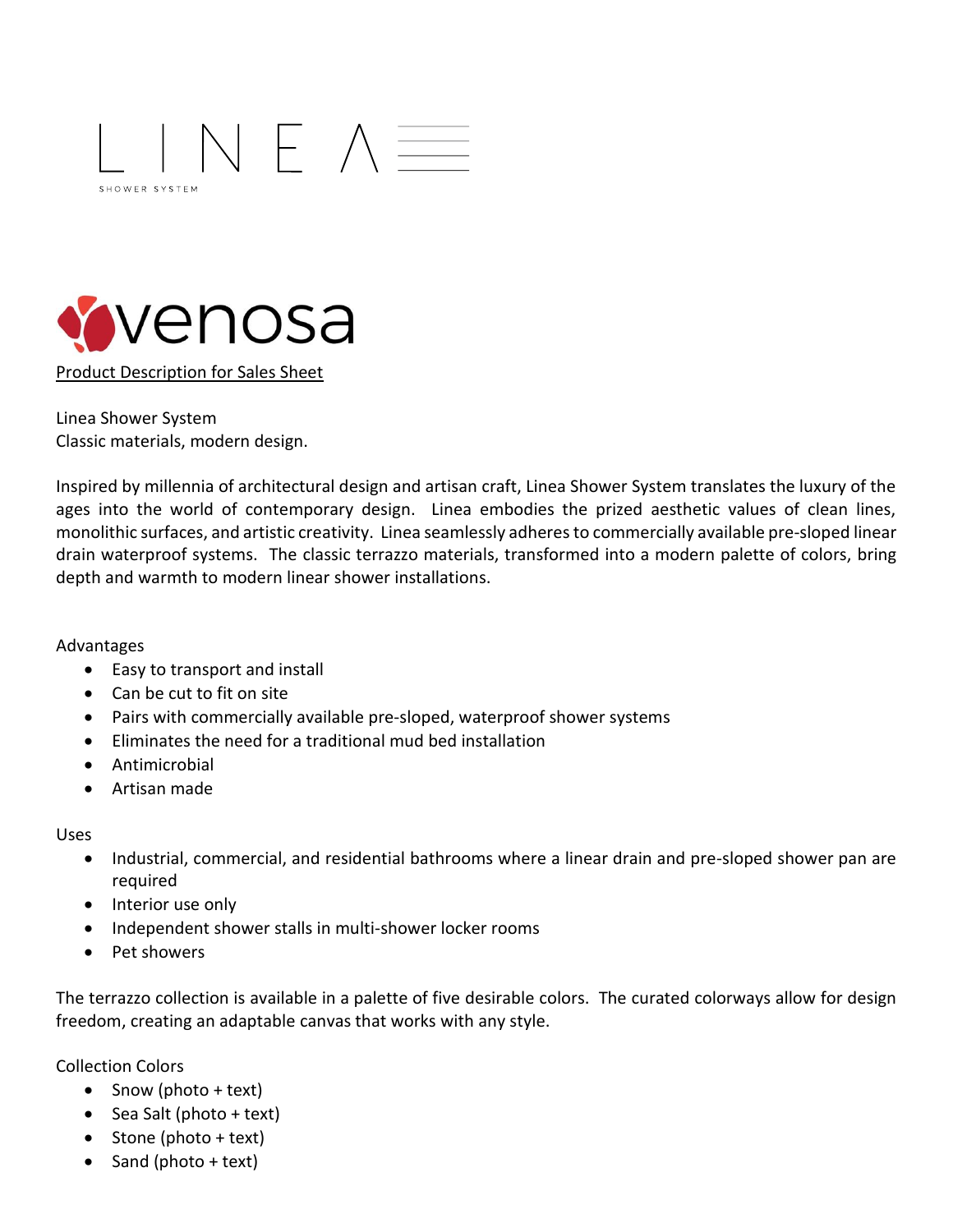LINEA

SHOWER SYSTEM

venosa

<u>Product Description for Sales Sheet</u>

Linea Shower System
Classic materials, modern design.

Inspired by millennia of architectural design and artisan craft, Linea Shower System translates the luxury of the ages into the world of contemporary design. Linea embodies the prized aesthetic values of clean lines, monolithic surfaces, and artistic creativity. Linea seamlessly adheres to commercially available pre-sloped linear drain waterproof systems. The classic terrazzo materials, transformed into a modern palette of colors, bring depth and warmth to modern linear shower installations.

Advantages

- Easy to transport and install
- Can be cut to fit on site
- Pairs with commercially available pre-sloped, waterproof shower systems
- Eliminates the need for a traditional mud bed installation
- Antimicrobial
- Artisan made

Uses

- Industrial, commercial, and residential bathrooms where a linear drain and pre-sloped shower pan are required
- Interior use only
- Independent shower stalls in multi-shower locker rooms
- Pet showers

The terrazzo collection is available in a palette of five desirable colors. The curated colorways allow for design freedom, creating an adaptable canvas that works with any style.

Collection Colors

- Snow (photo + text)
- Sea Salt (photo + text)
- Stone (photo + text)
- Sand (photo + text)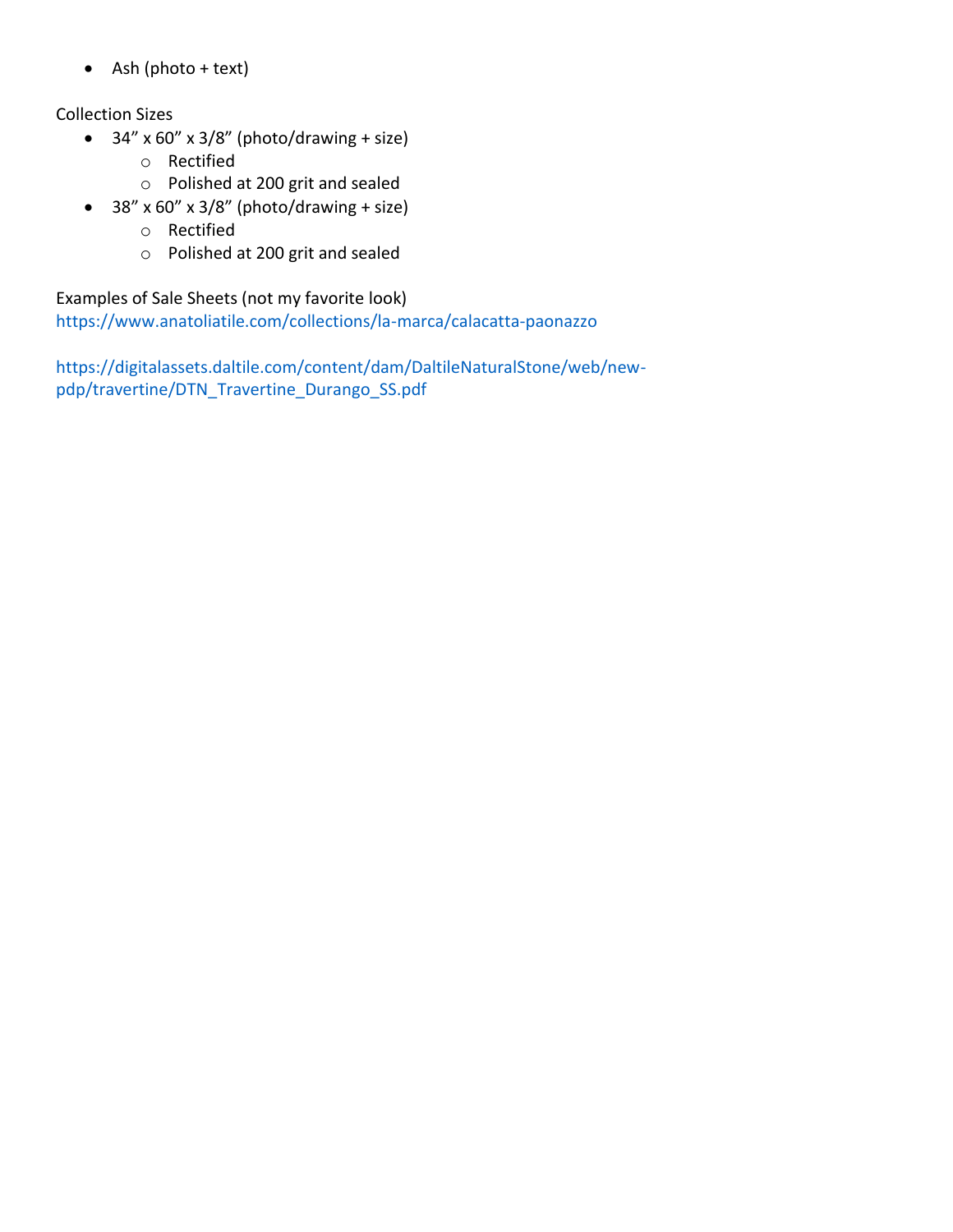- Ash (photo + text)

Collection Sizes

- 34” x 60” x 3/8” (photo/drawing + size)
  - Rectified
  - Polished at 200 grit and sealed
- 38” x 60” x 3/8” (photo/drawing + size)
  - Rectified
  - Polished at 200 grit and sealed

Examples of Sale Sheets (not my favorite look)
https://www.anatoliatile.com/collections/la-marca/calacatta-paonazzo

https://digitalassets.daltile.com/content/dam/DaltileNaturalStone/web/new-pdp/travertine/DTN_Travertine_Durango_SS.pdf